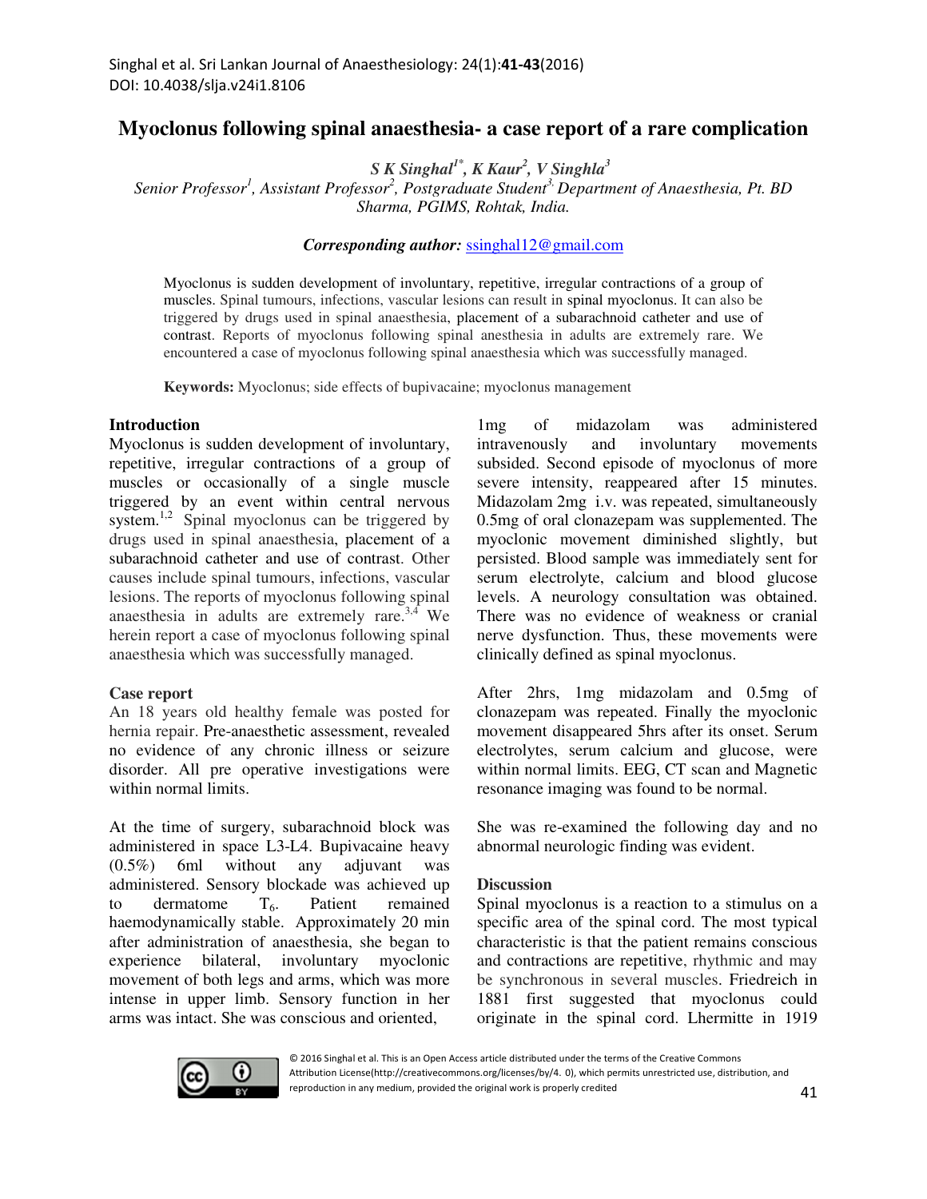# Myoclonus following spinal anaesthesia- a case report of a rare complication

*S K Singhal[1*], K Kaur[2], V Singhla[3]*

*Senior Professor[1], Assistant Professor[2], Postgraduate Student[3] Department of Anaesthesia, Pt. BD Sharma, PGIMS, Rohtak, India.*

***Corresponding author:*** ssinghal12@gmail.com

Myoclonus is sudden development of involuntary, repetitive, irregular contractions of a group of muscles. Spinal tumours, infections, vascular lesions can result in spinal myoclonus. It can also be triggered by drugs used in spinal anaesthesia, placement of a subarachnoid catheter and use of contrast. Reports of myoclonus following spinal anesthesia in adults are extremely rare. We encountered a case of myoclonus following spinal anaesthesia which was successfully managed.

**Keywords:** Myoclonus; side effects of bupivacaine; myoclonus management

## Introduction

Myoclonus is sudden development of involuntary, repetitive, irregular contractions of a group of muscles or occasionally of a single muscle triggered by an event within central nervous system.[1,2] Spinal myoclonus can be triggered by drugs used in spinal anaesthesia, placement of a subarachnoid catheter and use of contrast. Other causes include spinal tumours, infections, vascular lesions. The reports of myoclonus following spinal anaesthesia in adults are extremely rare.[3,4] We herein report a case of myoclonus following spinal anaesthesia which was successfully managed.

## Case report

An 18 years old healthy female was posted for hernia repair. Pre-anaesthetic assessment, revealed no evidence of any chronic illness or seizure disorder. All pre operative investigations were within normal limits.

At the time of surgery, subarachnoid block was administered in space L3-L4. Bupivacaine heavy (0.5%) 6ml without any adjuvant was administered. Sensory blockade was achieved up to dermatome $T_6$. Patient remained haemodynamically stable. Approximately 20 min after administration of anaesthesia, she began to experience bilateral, involuntary myoclonic movement of both legs and arms, which was more intense in upper limb. Sensory function in her arms was intact. She was conscious and oriented, 1mg of midazolam was administered intravenously and involuntary movements subsided. Second episode of myoclonus of more severe intensity, reappeared after 15 minutes. Midazolam 2mg i.v. was repeated, simultaneously 0.5mg of oral clonazepam was supplemented. The myoclonic movement diminished slightly, but persisted. Blood sample was immediately sent for serum electrolyte, calcium and blood glucose levels. A neurology consultation was obtained. There was no evidence of weakness or cranial nerve dysfunction. Thus, these movements were clinically defined as spinal myoclonus.

After 2hrs, 1mg midazolam and 0.5mg of clonazepam was repeated. Finally the myoclonic movement disappeared 5hrs after its onset. Serum electrolytes, serum calcium and glucose, were within normal limits. EEG, CT scan and Magnetic resonance imaging was found to be normal.

She was re-examined the following day and no abnormal neurologic finding was evident.

## Discussion

Spinal myoclonus is a reaction to a stimulus on a specific area of the spinal cord. The most typical characteristic is that the patient remains conscious and contractions are repetitive, rhythmic and may be synchronous in several muscles. Friedreich in 1881 first suggested that myoclonus could originate in the spinal cord. Lhermitte in 1919

© 2016 Singhal et al. This is an Open Access article distributed under the terms of the Creative Commons Attribution License(http://creativecommons.org/licenses/by/4. 0), which permits unrestricted use, distribution, and reproduction in any medium, provided the original work is properly credited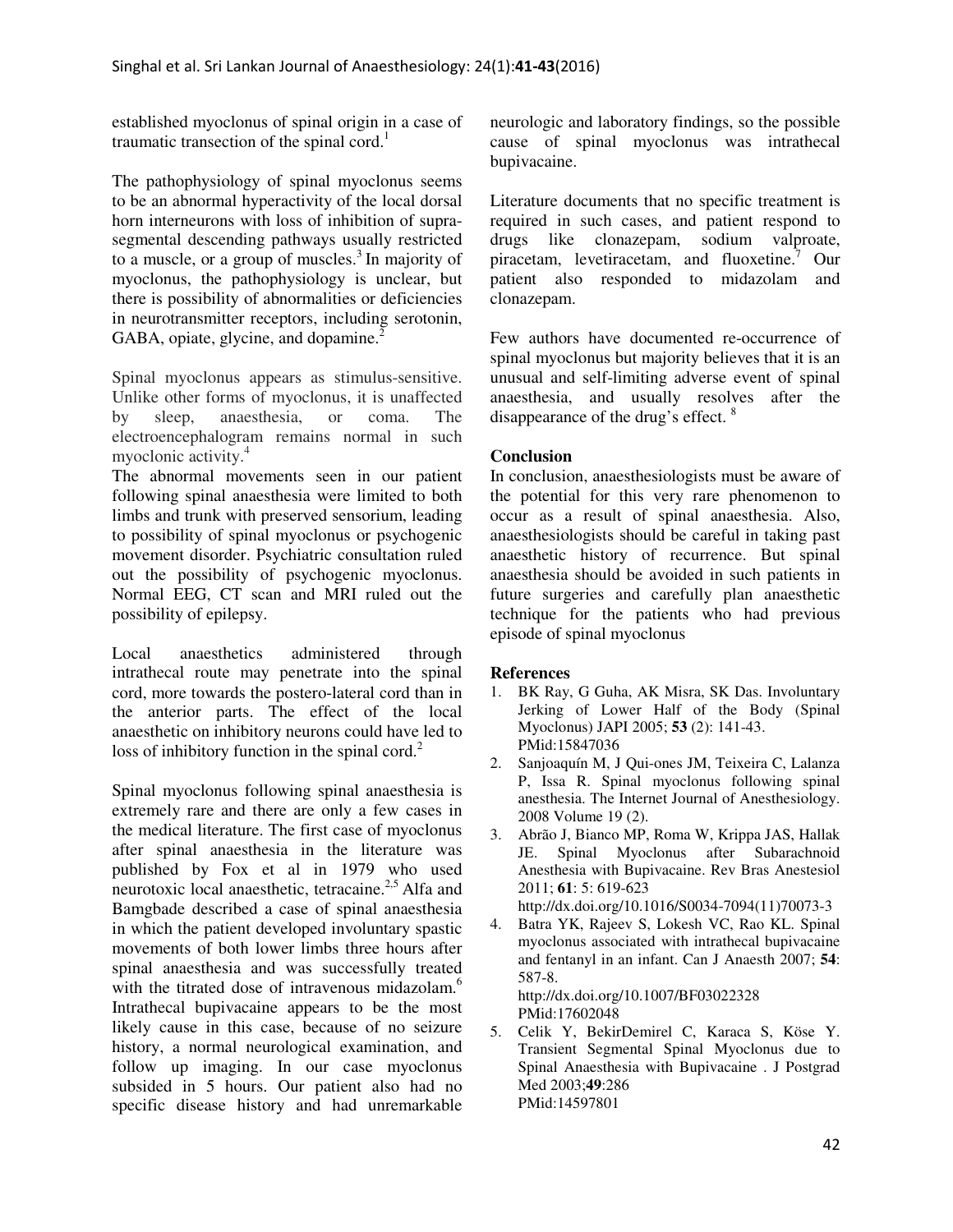established myoclonus of spinal origin in a case of traumatic transection of the spinal cord.[1]

The pathophysiology of spinal myoclonus seems to be an abnormal hyperactivity of the local dorsal horn interneurons with loss of inhibition of supra-segmental descending pathways usually restricted to a muscle, or a group of muscles.[3] In majority of myoclonus, the pathophysiology is unclear, but there is possibility of abnormalities or deficiencies in neurotransmitter receptors, including serotonin, GABA, opiate, glycine, and dopamine.[2]

Spinal myoclonus appears as stimulus-sensitive. Unlike other forms of myoclonus, it is unaffected by sleep, anaesthesia, or coma. The electroencephalogram remains normal in such myoclonic activity.[4]

The abnormal movements seen in our patient following spinal anaesthesia were limited to both limbs and trunk with preserved sensorium, leading to possibility of spinal myoclonus or psychogenic movement disorder. Psychiatric consultation ruled out the possibility of psychogenic myoclonus. Normal EEG, CT scan and MRI ruled out the possibility of epilepsy.

Local anaesthetics administered through intrathecal route may penetrate into the spinal cord, more towards the postero-lateral cord than in the anterior parts. The effect of the local anaesthetic on inhibitory neurons could have led to loss of inhibitory function in the spinal cord.[2]

Spinal myoclonus following spinal anaesthesia is extremely rare and there are only a few cases in the medical literature. The first case of myoclonus after spinal anaesthesia in the literature was published by Fox et al in 1979 who used neurotoxic local anaesthetic, tetracaine.[2,5] Alfa and Bamgbade described a case of spinal anaesthesia in which the patient developed involuntary spastic movements of both lower limbs three hours after spinal anaesthesia and was successfully treated with the titrated dose of intravenous midazolam.[6] Intrathecal bupivacaine appears to be the most likely cause in this case, because of no seizure history, a normal neurological examination, and follow up imaging. In our case myoclonus subsided in 5 hours. Our patient also had no specific disease history and had unremarkable neurologic and laboratory findings, so the possible cause of spinal myoclonus was intrathecal bupivacaine.

Literature documents that no specific treatment is required in such cases, and patient respond to drugs like clonazepam, sodium valproate, piracetam, levetiracetam, and fluoxetine.[7] Our patient also responded to midazolam and clonazepam.

Few authors have documented re-occurrence of spinal myoclonus but majority believes that it is an unusual and self-limiting adverse event of spinal anaesthesia, and usually resolves after the disappearance of the drug's effect.[8]

## Conclusion

In conclusion, anaesthesiologists must be aware of the potential for this very rare phenomenon to occur as a result of spinal anaesthesia. Also, anaesthesiologists should be careful in taking past anaesthetic history of recurrence. But spinal anaesthesia should be avoided in such patients in future surgeries and carefully plan anaesthetic technique for the patients who had previous episode of spinal myoclonus

## References

1. BK Ray, G Guha, AK Misra, SK Das. Involuntary Jerking of Lower Half of the Body (Spinal Myoclonus) JAPI 2005; **53** (2): 141-43. PMid:15847036
2. Sanjoaquín M, J Qui-ones JM, Teixeira C, Lalanza P, Issa R. Spinal myoclonus following spinal anesthesia. The Internet Journal of Anesthesiology. 2008 Volume 19 (2).
3. Abrão J, Bianco MP, Roma W, Krippa JAS, Hallak JE. Spinal Myoclonus after Subarachnoid Anesthesia with Bupivacaine. Rev Bras Anestesiol 2011; **61**: 5: 619-623 http://dx.doi.org/10.1016/S0034-7094(11)70073-3
4. Batra YK, Rajeev S, Lokesh VC, Rao KL. Spinal myoclonus associated with intrathecal bupivacaine and fentanyl in an infant. Can J Anaesth 2007; **54**: 587-8. http://dx.doi.org/10.1007/BF03022328 PMid:17602048
5. Celik Y, BekirDemirel C, Karaca S, Köse Y. Transient Segmental Spinal Myoclonus due to Spinal Anaesthesia with Bupivacaine . J Postgrad Med 2003;**49**:286 PMid:14597801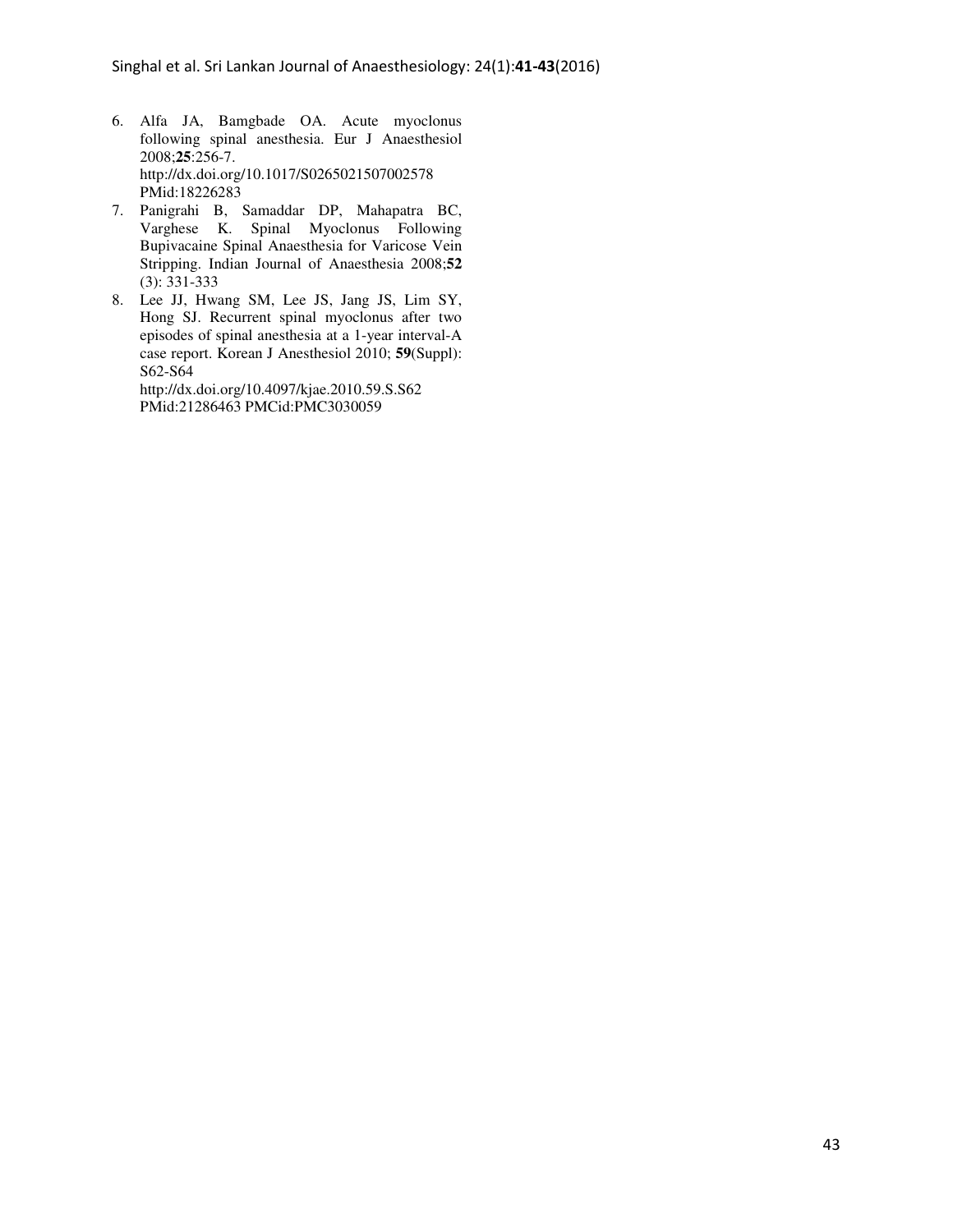6. Alfa JA, Bamgbade OA. Acute myoclonus following spinal anesthesia. Eur J Anaesthesiol 2008;**25**:256-7.
   http://dx.doi.org/10.1017/S0265021507002578
   PMid:18226283
7. Panigrahi B, Samaddar DP, Mahapatra BC, Varghese K. Spinal Myoclonus Following Bupivacaine Spinal Anaesthesia for Varicose Vein Stripping. Indian Journal of Anaesthesia 2008;**52** (3): 331-333
8. Lee JJ, Hwang SM, Lee JS, Jang JS, Lim SY, Hong SJ. Recurrent spinal myoclonus after two episodes of spinal anesthesia at a 1-year interval-A case report. Korean J Anesthesiol 2010; **59**(Suppl): S62-S64
   http://dx.doi.org/10.4097/kjae.2010.59.S.S62
   PMid:21286463 PMCid:PMC3030059